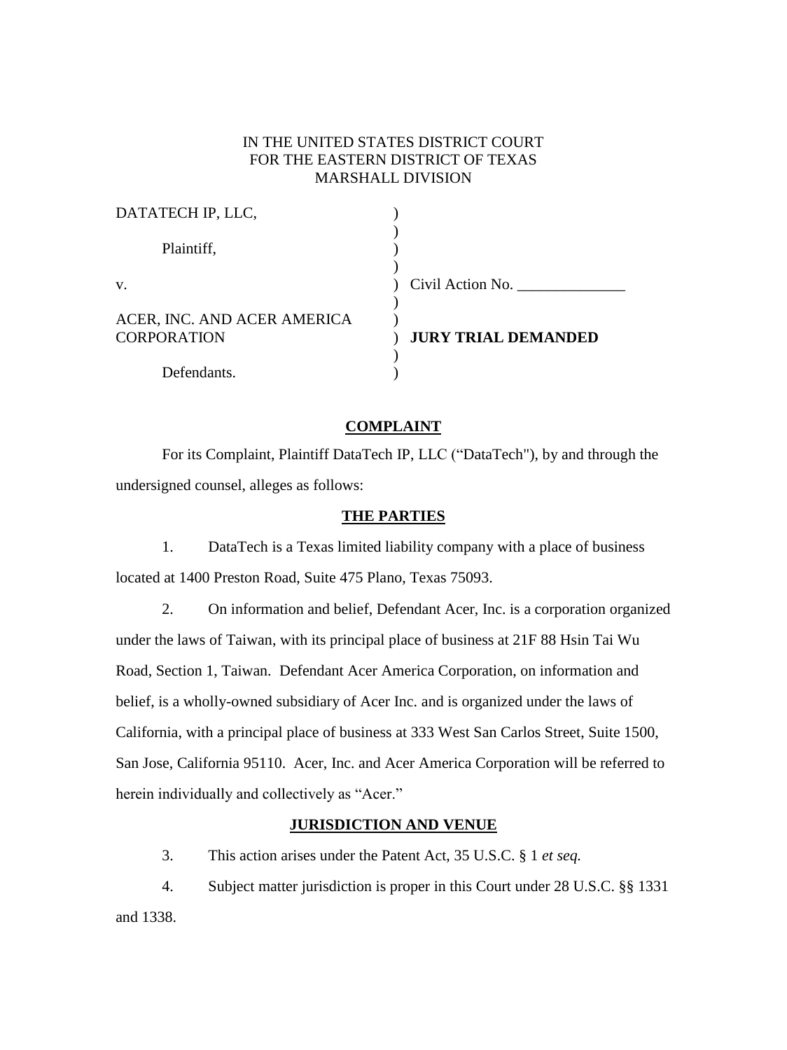IN THE UNITED STATES DISTRICT COURT
FOR THE EASTERN DISTRICT OF TEXAS
MARSHALL DIVISION

| | | |
|---|---|---|
| DATATECH IP, LLC, | ) | |
| | ) | |
| Plaintiff, | ) | |
| | ) | |
| v. | ) | Civil Action No. ______________ |
| | ) | |
| ACER, INC. AND ACER AMERICA CORPORATION | ) | **JURY TRIAL DEMANDED** |
| | ) | |
| Defendants. | ) | |

## COMPLAINT

For its Complaint, Plaintiff DataTech IP, LLC ("DataTech"), by and through the undersigned counsel, alleges as follows:

## THE PARTIES

1. DataTech is a Texas limited liability company with a place of business located at 1400 Preston Road, Suite 475 Plano, Texas 75093.

2. On information and belief, Defendant Acer, Inc. is a corporation organized under the laws of Taiwan, with its principal place of business at 21F 88 Hsin Tai Wu Road, Section 1, Taiwan. Defendant Acer America Corporation, on information and belief, is a wholly-owned subsidiary of Acer Inc. and is organized under the laws of California, with a principal place of business at 333 West San Carlos Street, Suite 1500, San Jose, California 95110. Acer, Inc. and Acer America Corporation will be referred to herein individually and collectively as "Acer."

## JURISDICTION AND VENUE

3. This action arises under the Patent Act, 35 U.S.C. § 1 *et seq.*

4. Subject matter jurisdiction is proper in this Court under 28 U.S.C. §§ 1331 and 1338.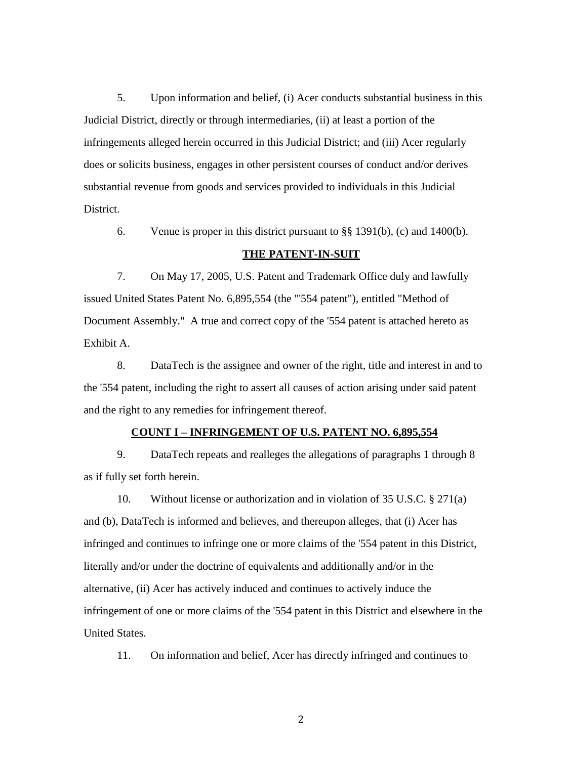5. Upon information and belief, (i) Acer conducts substantial business in this Judicial District, directly or through intermediaries, (ii) at least a portion of the infringements alleged herein occurred in this Judicial District; and (iii) Acer regularly does or solicits business, engages in other persistent courses of conduct and/or derives substantial revenue from goods and services provided to individuals in this Judicial District.

6. Venue is proper in this district pursuant to §§ 1391(b), (c) and 1400(b).

## THE PATENT-IN-SUIT

7. On May 17, 2005, U.S. Patent and Trademark Office duly and lawfully issued United States Patent No. 6,895,554 (the "'554 patent"), entitled "Method of Document Assembly." A true and correct copy of the '554 patent is attached hereto as Exhibit A.

8. DataTech is the assignee and owner of the right, title and interest in and to the '554 patent, including the right to assert all causes of action arising under said patent and the right to any remedies for infringement thereof.

## COUNT I – INFRINGEMENT OF U.S. PATENT NO. 6,895,554

9. DataTech repeats and realleges the allegations of paragraphs 1 through 8 as if fully set forth herein.

10. Without license or authorization and in violation of 35 U.S.C. § 271(a) and (b), DataTech is informed and believes, and thereupon alleges, that (i) Acer has infringed and continues to infringe one or more claims of the '554 patent in this District, literally and/or under the doctrine of equivalents and additionally and/or in the alternative, (ii) Acer has actively induced and continues to actively induce the infringement of one or more claims of the '554 patent in this District and elsewhere in the United States.

11. On information and belief, Acer has directly infringed and continues to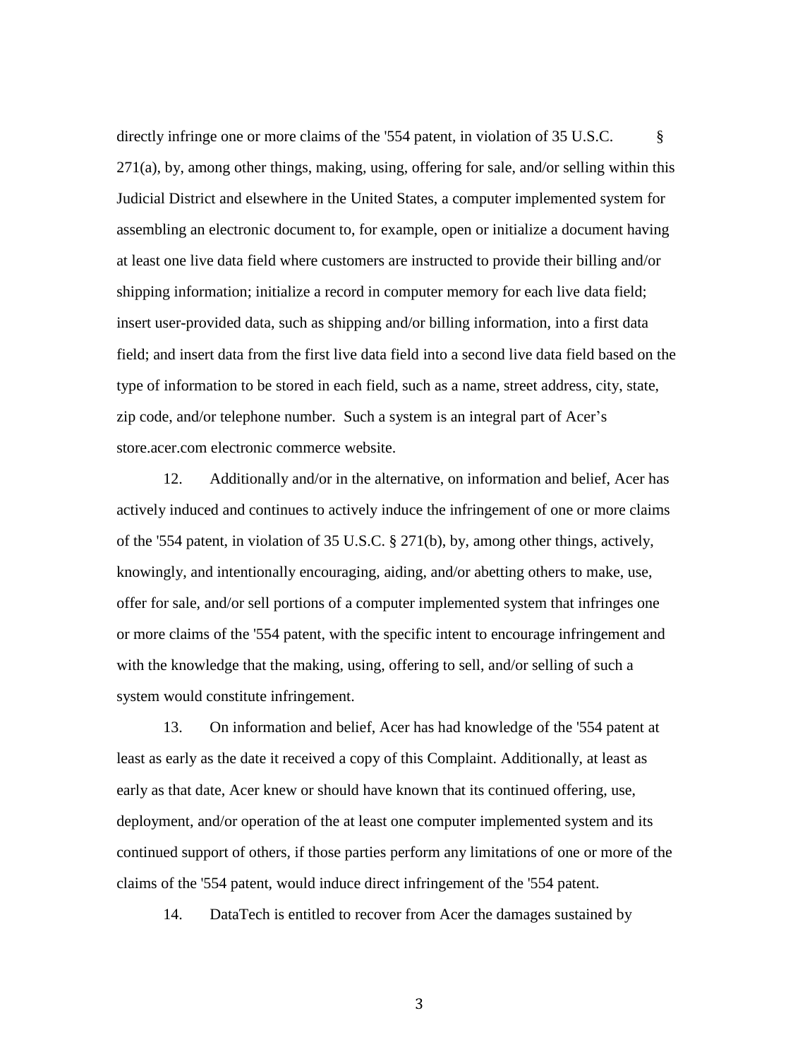directly infringe one or more claims of the '554 patent, in violation of 35 U.S.C. § 271(a), by, among other things, making, using, offering for sale, and/or selling within this Judicial District and elsewhere in the United States, a computer implemented system for assembling an electronic document to, for example, open or initialize a document having at least one live data field where customers are instructed to provide their billing and/or shipping information; initialize a record in computer memory for each live data field; insert user-provided data, such as shipping and/or billing information, into a first data field; and insert data from the first live data field into a second live data field based on the type of information to be stored in each field, such as a name, street address, city, state, zip code, and/or telephone number. Such a system is an integral part of Acer's store.acer.com electronic commerce website.

12. Additionally and/or in the alternative, on information and belief, Acer has actively induced and continues to actively induce the infringement of one or more claims of the '554 patent, in violation of 35 U.S.C. § 271(b), by, among other things, actively, knowingly, and intentionally encouraging, aiding, and/or abetting others to make, use, offer for sale, and/or sell portions of a computer implemented system that infringes one or more claims of the '554 patent, with the specific intent to encourage infringement and with the knowledge that the making, using, offering to sell, and/or selling of such a system would constitute infringement.

13. On information and belief, Acer has had knowledge of the '554 patent at least as early as the date it received a copy of this Complaint. Additionally, at least as early as that date, Acer knew or should have known that its continued offering, use, deployment, and/or operation of the at least one computer implemented system and its continued support of others, if those parties perform any limitations of one or more of the claims of the '554 patent, would induce direct infringement of the '554 patent.

14. DataTech is entitled to recover from Acer the damages sustained by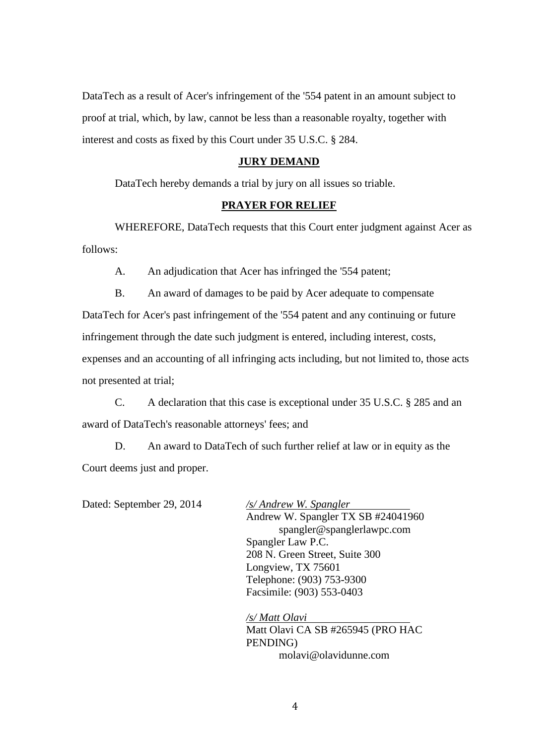DataTech as a result of Acer's infringement of the '554 patent in an amount subject to proof at trial, which, by law, cannot be less than a reasonable royalty, together with interest and costs as fixed by this Court under 35 U.S.C. § 284.

## JURY DEMAND

DataTech hereby demands a trial by jury on all issues so triable.

## PRAYER FOR RELIEF

WHEREFORE, DataTech requests that this Court enter judgment against Acer as follows:

A. An adjudication that Acer has infringed the '554 patent;

B. An award of damages to be paid by Acer adequate to compensate DataTech for Acer's past infringement of the '554 patent and any continuing or future infringement through the date such judgment is entered, including interest, costs, expenses and an accounting of all infringing acts including, but not limited to, those acts not presented at trial;

C. A declaration that this case is exceptional under 35 U.S.C. § 285 and an award of DataTech's reasonable attorneys' fees; and

D. An award to DataTech of such further relief at law or in equity as the Court deems just and proper.

Dated: September 29, 2014

*/s/ Andrew W. Spangler*
Andrew W. Spangler TX SB #24041960
spangler@spanglerlawpc.com
Spangler Law P.C.
208 N. Green Street, Suite 300
Longview, TX 75601
Telephone: (903) 753-9300
Facsimile: (903) 553-0403

*/s/ Matt Olavi*
Matt Olavi CA SB #265945 (PRO HAC PENDING)
molavi@olavidunne.com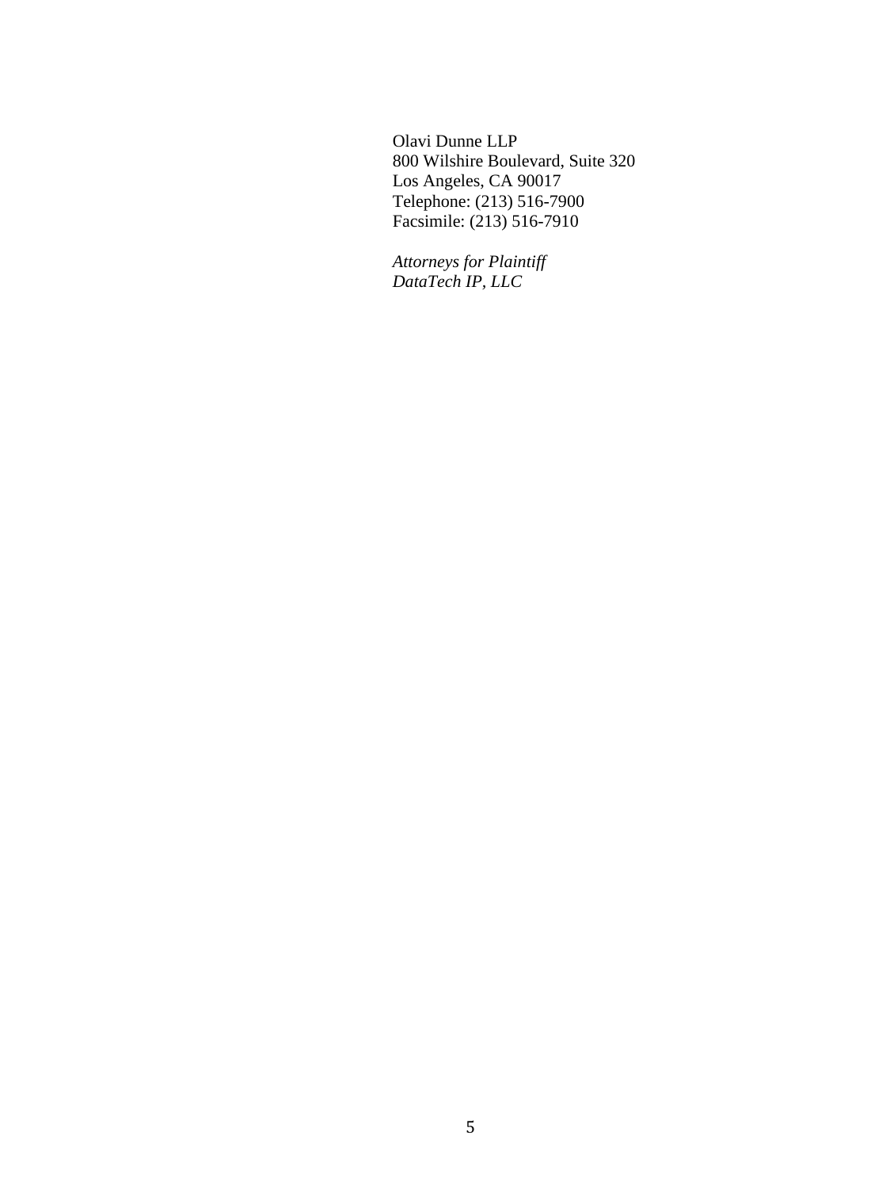Olavi Dunne LLP
800 Wilshire Boulevard, Suite 320
Los Angeles, CA 90017
Telephone: (213) 516-7900
Facsimile: (213) 516-7910

*Attorneys for Plaintiff*
*DataTech IP, LLC*